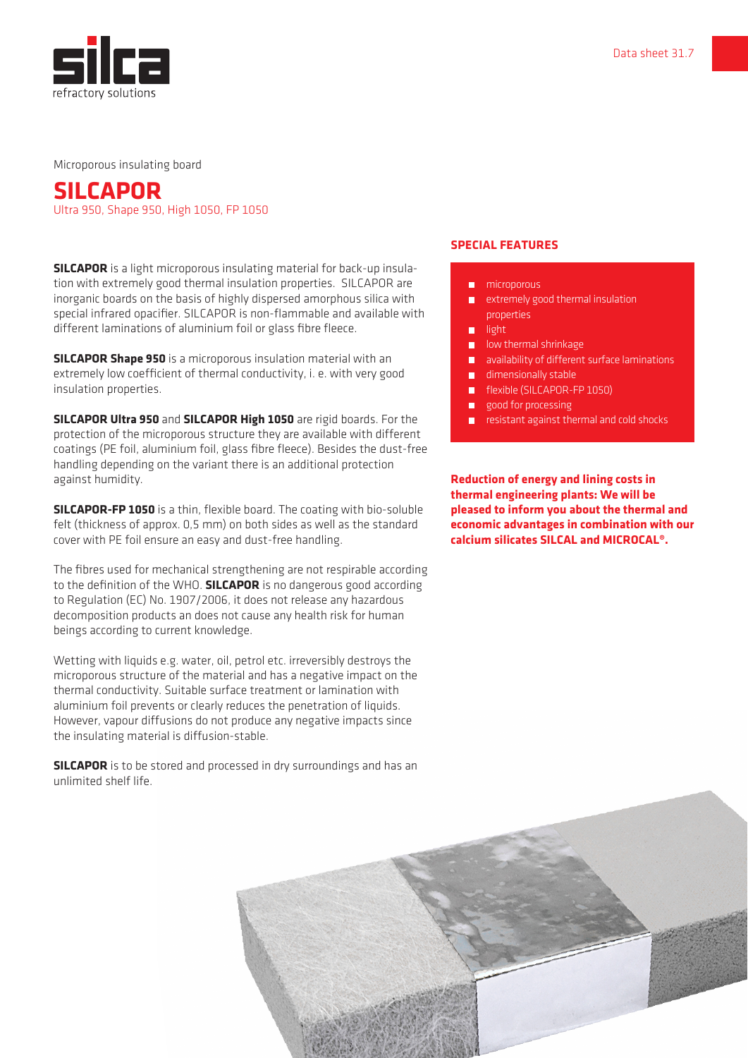Data sheet 31.7

Microporous insulating board

# SILCAPOR

Ultra 950, Shape 950, High 1050, FP 1050

**SILCAPOR** is a light microporous insulating material for back-up insulation with extremely good thermal insulation properties. SILCAPOR are inorganic boards on the basis of highly dispersed amorphous silica with special infrared opacifier. SILCAPOR is non-flammable and available with different laminations of aluminium foil or glass fibre fleece.

**SILCAPOR Shape 950** is a microporous insulation material with an extremely low coefficient of thermal conductivity, i. e. with very good insulation properties.

**SILCAPOR Ultra 950** and **SILCAPOR High 1050** are rigid boards. For the protection of the microporous structure they are available with different coatings (PE foil, aluminium foil, glass fibre fleece). Besides the dust-free handling depending on the variant there is an additional protection against humidity.

**SILCAPOR-FP 1050** is a thin, flexible board. The coating with bio-soluble felt (thickness of approx. 0,5 mm) on both sides as well as the standard cover with PE foil ensure an easy and dust-free handling.

The fibres used for mechanical strengthening are not respirable according to the definition of the WHO. **SILCAPOR** is no dangerous good according to Regulation (EC) No. 1907/2006, it does not release any hazardous decomposition products an does not cause any health risk for human beings according to current knowledge.

Wetting with liquids e.g. water, oil, petrol etc. irreversibly destroys the microporous structure of the material and has a negative impact on the thermal conductivity. Suitable surface treatment or lamination with aluminium foil prevents or clearly reduces the penetration of liquids. However, vapour diffusions do not produce any negative impacts since the insulating material is diffusion-stable.

**SILCAPOR** is to be stored and processed in dry surroundings and has an unlimited shelf life.

## SPECIAL FEATURES

- microporous
- extremely good thermal insulation properties
- light
- low thermal shrinkage
- availability of different surface laminations
- dimensionally stable
- flexible (SILCAPOR-FP 1050)
- good for processing
- resistant against thermal and cold shocks

**Reduction of energy and lining costs in thermal engineering plants: We will be pleased to inform you about the thermal and economic advantages in combination with our calcium silicates SILCAL and MICROCAL®.**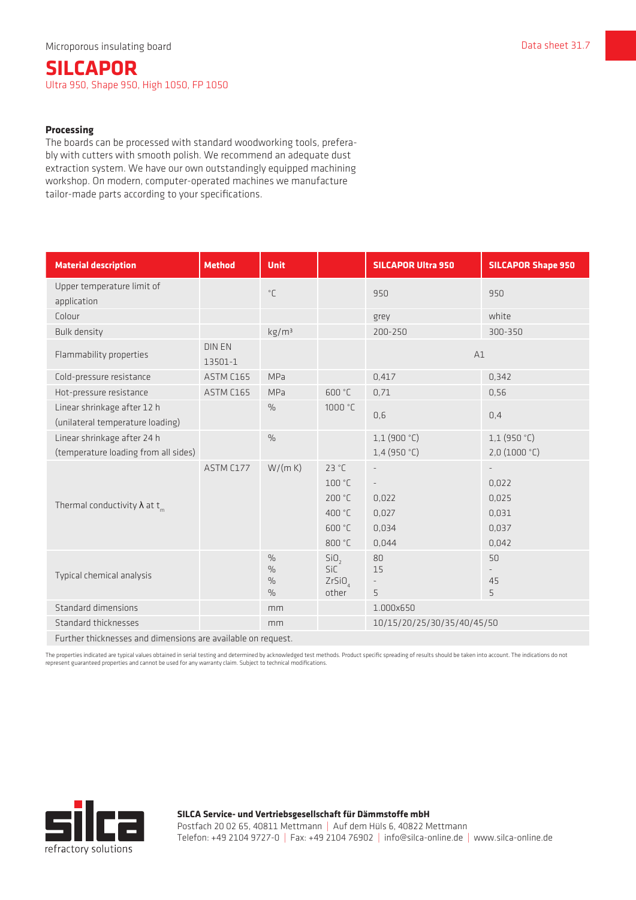Microporous insulating board

# SILCAPOR

Ultra 950, Shape 950, High 1050, FP 1050

### Processing

The boards can be processed with standard woodworking tools, preferably with cutters with smooth polish. We recommend an adequate dust extraction system. We have our own outstandingly equipped machining workshop. On modern, computer-operated machines we manufacture tailor-made parts according to your specifications.

| Material description | Method | Unit | | SILCAPOR Ultra 950 | SILCAPOR Shape 950 |
|---|---|---|---|---|---|
| Upper temperature limit of application | | °C | | 950 | 950 |
| Colour | | | | grey | white |
| Bulk density | | kg/m³ | | 200-250 | 300-350 |
| Flammability properties | DIN EN 13501-1 | | | A1 | |
| Cold-pressure resistance | ASTM C165 | MPa | | 0,417 | 0,342 |
| Hot-pressure resistance | ASTM C165 | MPa | 600 °C | 0,71 | 0,56 |
| Linear shrinkage after 12 h (unilateral temperature loading) | | % | 1000 °C | 0,6 | 0,4 |
| Linear shrinkage after 24 h (temperature loading from all sides) | | % | | 1,1 (900 °C)<br>1,4 (950 °C) | 1,1 (950 °C)<br>2,0 (1000 °C) |
| Thermal conductivity λ at $t_m$ | ASTM C177 | W/(m K) | 23 °C | - | - |
| | | | 100 °C | - | 0,022 |
| | | | 200 °C | 0,022 | 0,025 |
| | | | 400 °C | 0,027 | 0,031 |
| | | | 600 °C | 0,034 | 0,037 |
| | | | 800 °C | 0,044 | 0,042 |
| Typical chemical analysis | | %<br>%<br>%<br>% | $SiO_2$<br>SiC<br>$ZrSiO_4$<br>other | 80<br>15<br>-<br>5 | 50<br>-<br>45<br>5 |
| Standard dimensions | | mm | | 1.000x650 | |
| Standard thicknesses | | mm | | 10/15/20/25/30/35/40/45/50 | |
| Further thicknesses and dimensions are available on request. | | | | | |

The properties indicated are typical values obtained in serial testing and determined by acknowledged test methods. Product specific spreading of results should be taken into account. The indications do not represent guaranteed properties and cannot be used for any warranty claim. Subject to technical modifications.

silca refractory solutions

**SILCA Service- und Vertriebsgesellschaft für Dämmstoffe mbH**
Postfach 20 02 65, 40811 Mettmann | Auf dem Hüls 6, 40822 Mettmann
Telefon: +49 2104 9727-0 | Fax: +49 2104 76902 | info@silca-online.de | www.silca-online.de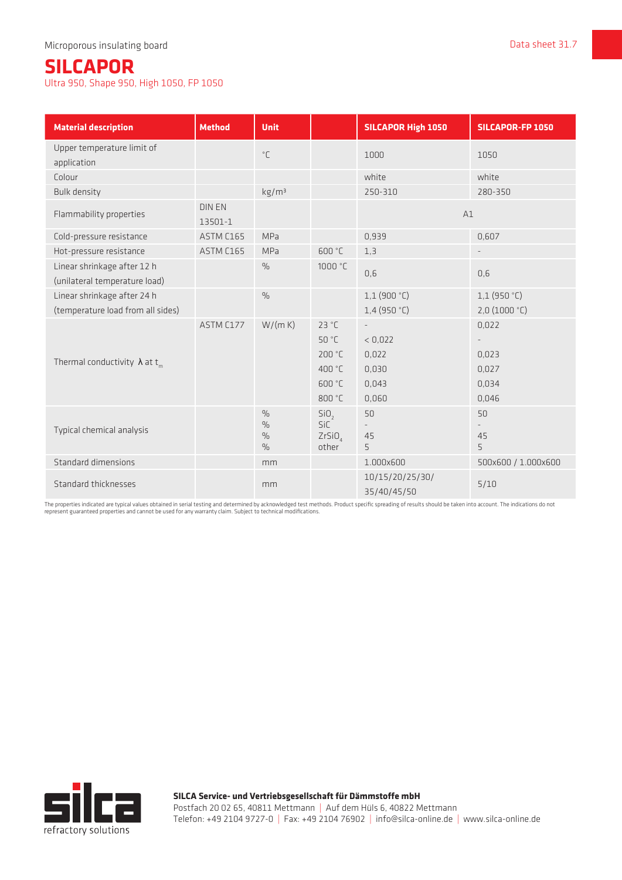Microporous insulating board

# SILCAPOR

Ultra 950, Shape 950, High 1050, FP 1050

| Material description | Method | Unit | | SILCAPOR High 1050 | SILCAPOR-FP 1050 |
|---|---|---|---|---|---|
| Upper temperature limit of application | | °C | | 1000 | 1050 |
| Colour | | | | white | white |
| Bulk density | | kg/m³ | | 250-310 | 280-350 |
| Flammability properties | DIN EN 13501-1 | | | A1 | |
| Cold-pressure resistance | ASTM C165 | MPa | | 0,939 | 0,607 |
| Hot-pressure resistance | ASTM C165 | MPa | 600 °C | 1,3 | - |
| Linear shrinkage after 12 h (unilateral temperature load) | | % | 1000 °C | 0,6 | 0,6 |
| Linear shrinkage after 24 h (temperature load from all sides) | | % | | 1,1 (900 °C)<br>1,4 (950 °C) | 1,1 (950 °C)<br>2,0 (1000 °C) |
| Thermal conductivity λ at $t_m$ | ASTM C177 | W/(m K) | 23 °C | - | 0,022 |
| | | | 50 °C | < 0,022 | - |
| | | | 200 °C | 0,022 | 0,023 |
| | | | 400 °C | 0,030 | 0,027 |
| | | | 600 °C | 0,043 | 0,034 |
| | | | 800 °C | 0,060 | 0,046 |
| Typical chemical analysis | | % | $SiO_2$ | 50 | 50 |
| | | % | SiC | - | - |
| | | % | $ZrSiO_4$ | 45 | 45 |
| | | % | other | 5 | 5 |
| Standard dimensions | | mm | | 1.000x600 | 500x600 / 1.000x600 |
| Standard thicknesses | | mm | | 10/15/20/25/30/35/40/45/50 | 5/10 |

The properties indicated are typical values obtained in serial testing and determined by acknowledged test methods. Product specific spreading of results should be taken into account. The indications do not represent guaranteed properties and cannot be used for any warranty claim. Subject to technical modifications.

silca refractory solutions

**SILCA Service- und Vertriebsgesellschaft für Dämmstoffe mbH**
Postfach 20 02 65, 40811 Mettmann | Auf dem Hüls 6, 40822 Mettmann
Telefon: +49 2104 9727-0 | Fax: +49 2104 76902 | info@silca-online.de | www.silca-online.de